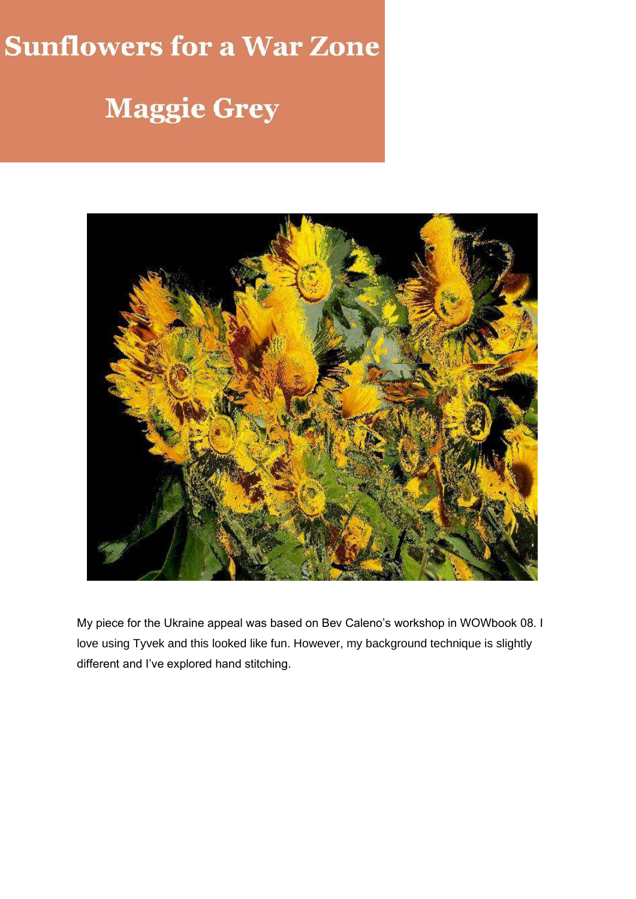# Sunflowers for a War Zone

## Maggie Grey

My piece for the Ukraine appeal was based on Bev Caleno's workshop in WOWbook 08. I love using Tyvek and this looked like fun. However, my background technique is slightly different and I've explored hand stitching.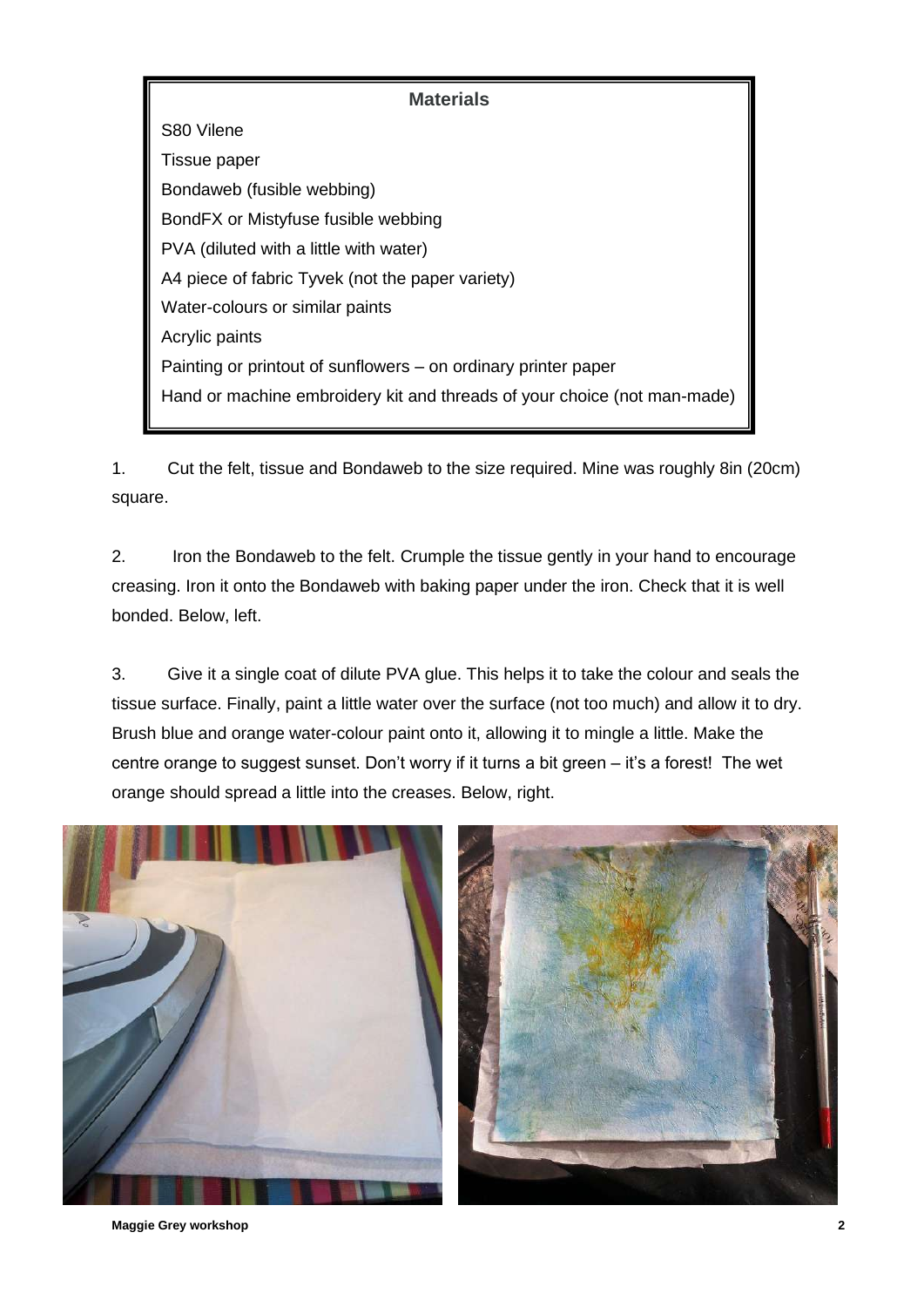**Materials**

S80 Vilene
Tissue paper
Bondaweb (fusible webbing)
BondFX or Mistyfuse fusible webbing
PVA (diluted with a little with water)
A4 piece of fabric Tyvek (not the paper variety)
Water-colours or similar paints
Acrylic paints
Painting or printout of sunflowers – on ordinary printer paper
Hand or machine embroidery kit and threads of your choice (not man-made)

1. Cut the felt, tissue and Bondaweb to the size required. Mine was roughly 8in (20cm) square.

2. Iron the Bondaweb to the felt. Crumple the tissue gently in your hand to encourage creasing. Iron it onto the Bondaweb with baking paper under the iron. Check that it is well bonded. Below, left.

3. Give it a single coat of dilute PVA glue. This helps it to take the colour and seals the tissue surface. Finally, paint a little water over the surface (not too much) and allow it to dry. Brush blue and orange water-colour paint onto it, allowing it to mingle a little. Make the centre orange to suggest sunset. Don't worry if it turns a bit green – it's a forest! The wet orange should spread a little into the creases. Below, right.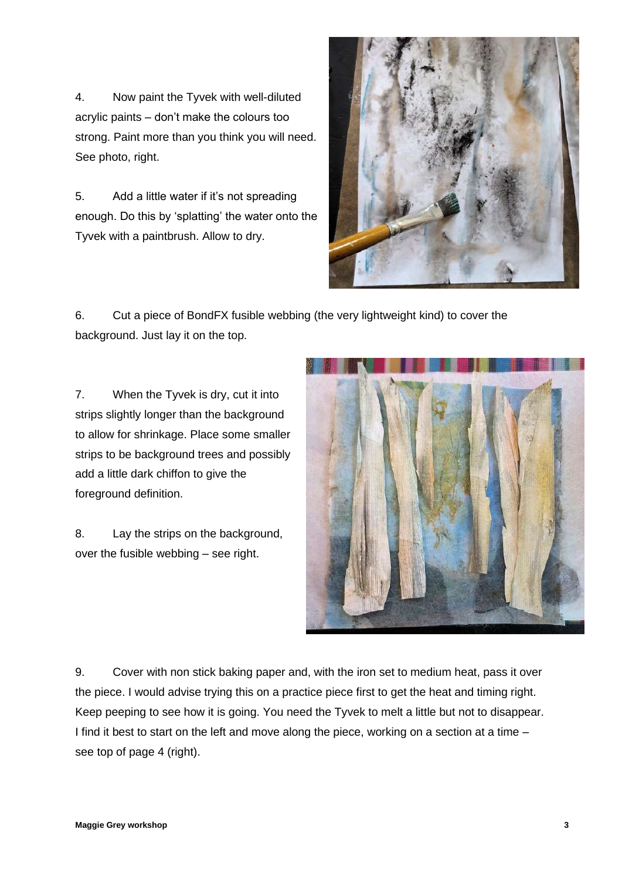4. Now paint the Tyvek with well-diluted acrylic paints – don't make the colours too strong. Paint more than you think you will need. See photo, right.

5. Add a little water if it's not spreading enough. Do this by 'splatting' the water onto the Tyvek with a paintbrush. Allow to dry.

6. Cut a piece of BondFX fusible webbing (the very lightweight kind) to cover the background. Just lay it on the top.

7. When the Tyvek is dry, cut it into strips slightly longer than the background to allow for shrinkage. Place some smaller strips to be background trees and possibly add a little dark chiffon to give the foreground definition.

8. Lay the strips on the background, over the fusible webbing – see right.

9. Cover with non stick baking paper and, with the iron set to medium heat, pass it over the piece. I would advise trying this on a practice piece first to get the heat and timing right. Keep peeping to see how it is going. You need the Tyvek to melt a little but not to disappear. I find it best to start on the left and move along the piece, working on a section at a time – see top of page 4 (right).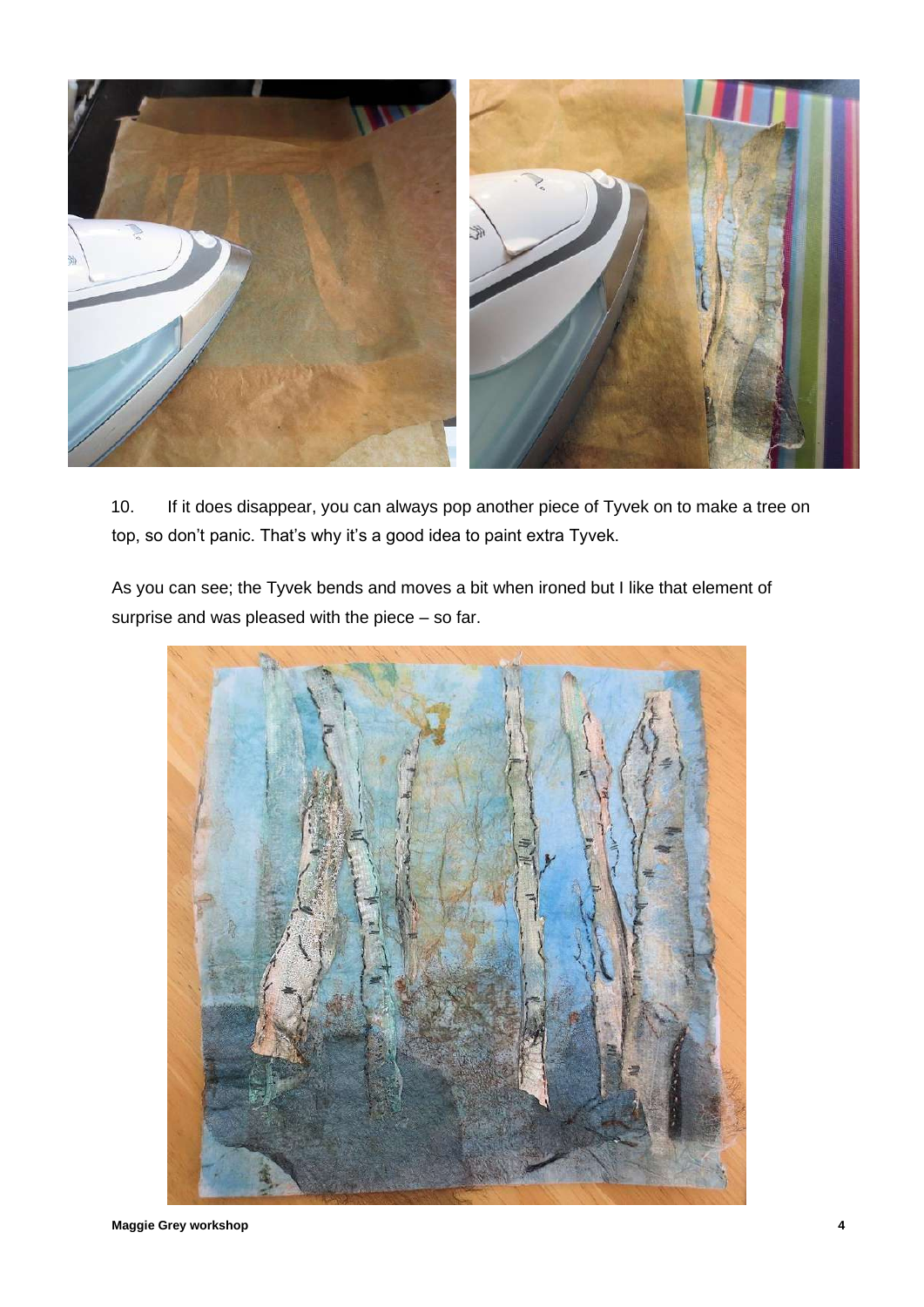10. If it does disappear, you can always pop another piece of Tyvek on to make a tree on top, so don't panic. That's why it's a good idea to paint extra Tyvek.

As you can see; the Tyvek bends and moves a bit when ironed but I like that element of surprise and was pleased with the piece – so far.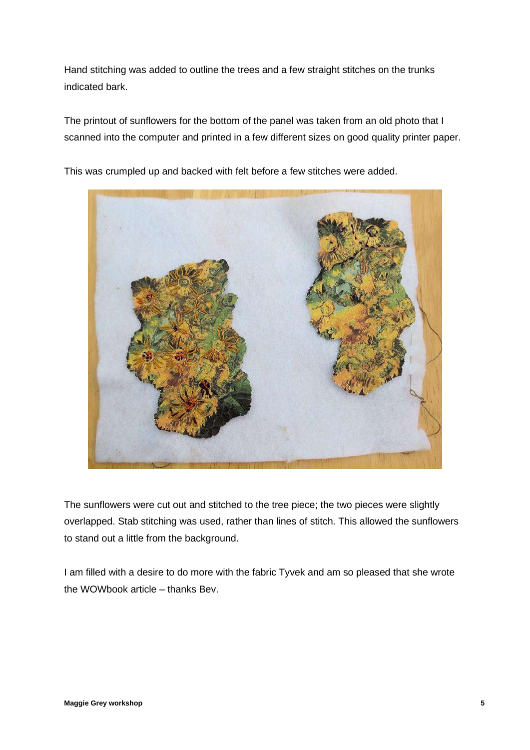Hand stitching was added to outline the trees and a few straight stitches on the trunks indicated bark.

The printout of sunflowers for the bottom of the panel was taken from an old photo that I scanned into the computer and printed in a few different sizes on good quality printer paper.

This was crumpled up and backed with felt before a few stitches were added.

The sunflowers were cut out and stitched to the tree piece; the two pieces were slightly overlapped. Stab stitching was used, rather than lines of stitch. This allowed the sunflowers to stand out a little from the background.

I am filled with a desire to do more with the fabric Tyvek and am so pleased that she wrote the WOWbook article – thanks Bev.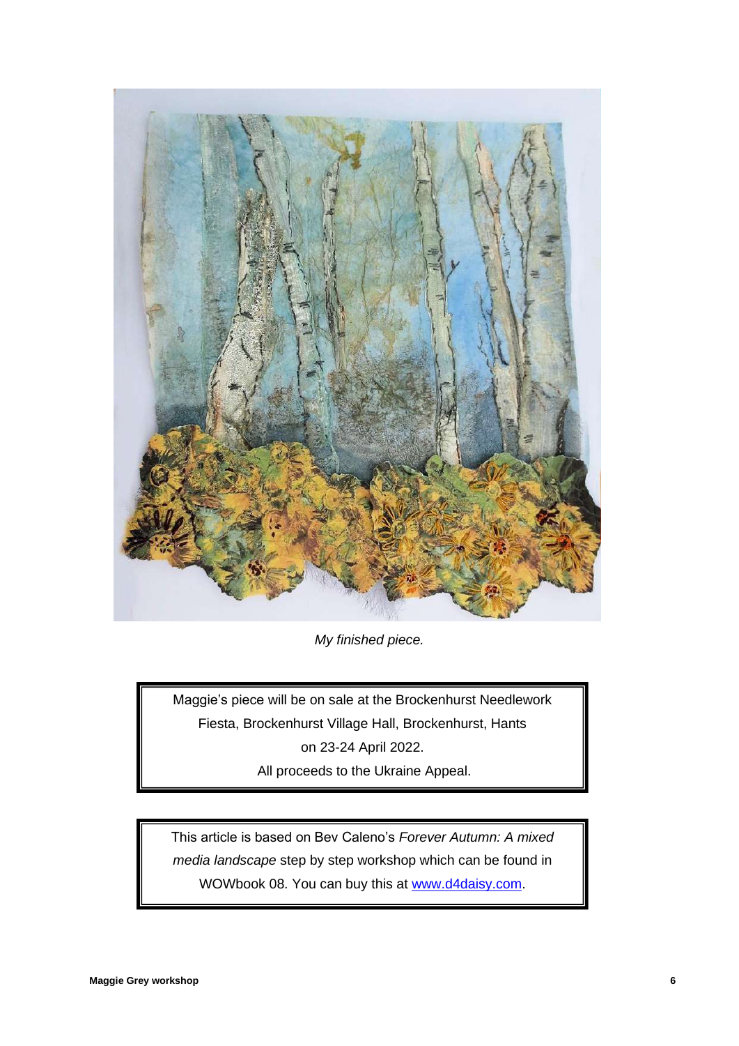*My finished piece.*

> Maggie's piece will be on sale at the Brockenhurst Needlework Fiesta, Brockenhurst Village Hall, Brockenhurst, Hants on 23-24 April 2022.
> All proceeds to the Ukraine Appeal.

> This article is based on Bev Caleno's *Forever Autumn: A mixed media landscape* step by step workshop which can be found in WOWbook 08. You can buy this at [www.d4daisy.com](http://www.d4daisy.com).